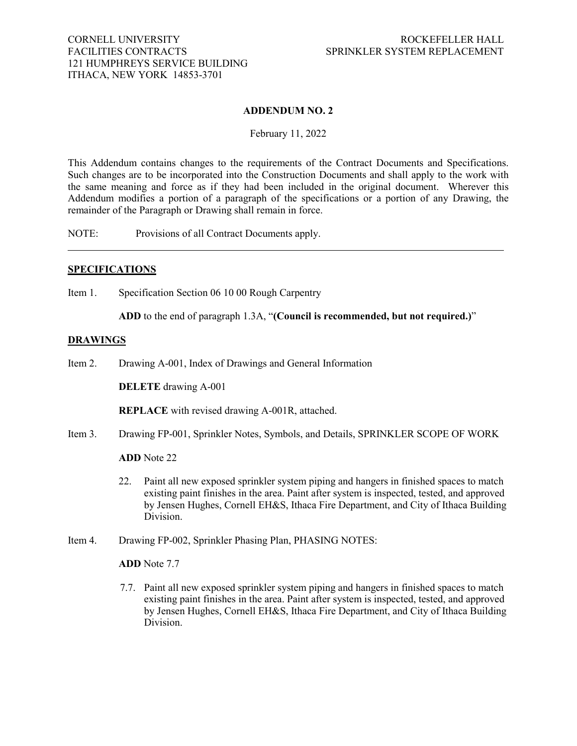CORNELL UNIVERSITY
FACILITIES CONTRACTS
121 HUMPHREYS SERVICE BUILDING
ITHACA, NEW YORK 14853-3701

ROCKEFELLER HALL
SPRINKLER SYSTEM REPLACEMENT

# ADDENDUM NO. 2

February 11, 2022

This Addendum contains changes to the requirements of the Contract Documents and Specifications. Such changes are to be incorporated into the Construction Documents and shall apply to the work with the same meaning and force as if they had been included in the original document. Wherever this Addendum modifies a portion of a paragraph of the specifications or a portion of any Drawing, the remainder of the Paragraph or Drawing shall remain in force.

NOTE: Provisions of all Contract Documents apply.

---

## SPECIFICATIONS

Item 1. Specification Section 06 10 00 Rough Carpentry

**ADD** to the end of paragraph 1.3A, "**(Council is recommended, but not required.)**"

## DRAWINGS

Item 2. Drawing A-001, Index of Drawings and General Information

**DELETE** drawing A-001

**REPLACE** with revised drawing A-001R, attached.

Item 3. Drawing FP-001, Sprinkler Notes, Symbols, and Details, SPRINKLER SCOPE OF WORK

**ADD** Note 22

22. Paint all new exposed sprinkler system piping and hangers in finished spaces to match existing paint finishes in the area. Paint after system is inspected, tested, and approved by Jensen Hughes, Cornell EH&S, Ithaca Fire Department, and City of Ithaca Building Division.

Item 4. Drawing FP-002, Sprinkler Phasing Plan, PHASING NOTES:

**ADD** Note 7.7

7.7. Paint all new exposed sprinkler system piping and hangers in finished spaces to match existing paint finishes in the area. Paint after system is inspected, tested, and approved by Jensen Hughes, Cornell EH&S, Ithaca Fire Department, and City of Ithaca Building Division.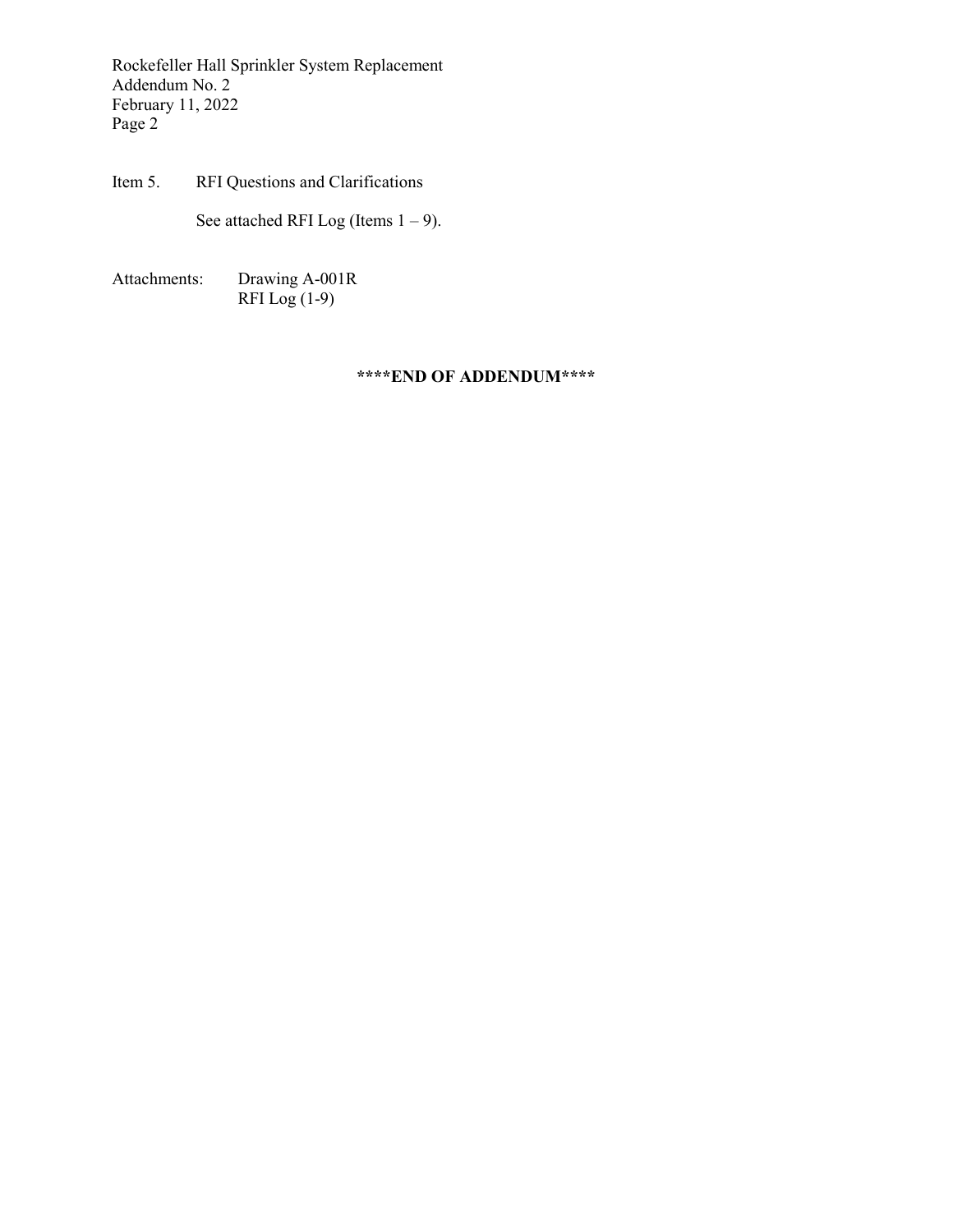Item 5. RFI Questions and Clarifications

See attached RFI Log (Items 1 – 9).

Attachments: Drawing A-001R
RFI Log (1-9)

**\*\*\*\*END OF ADDENDUM\*\*\*\***